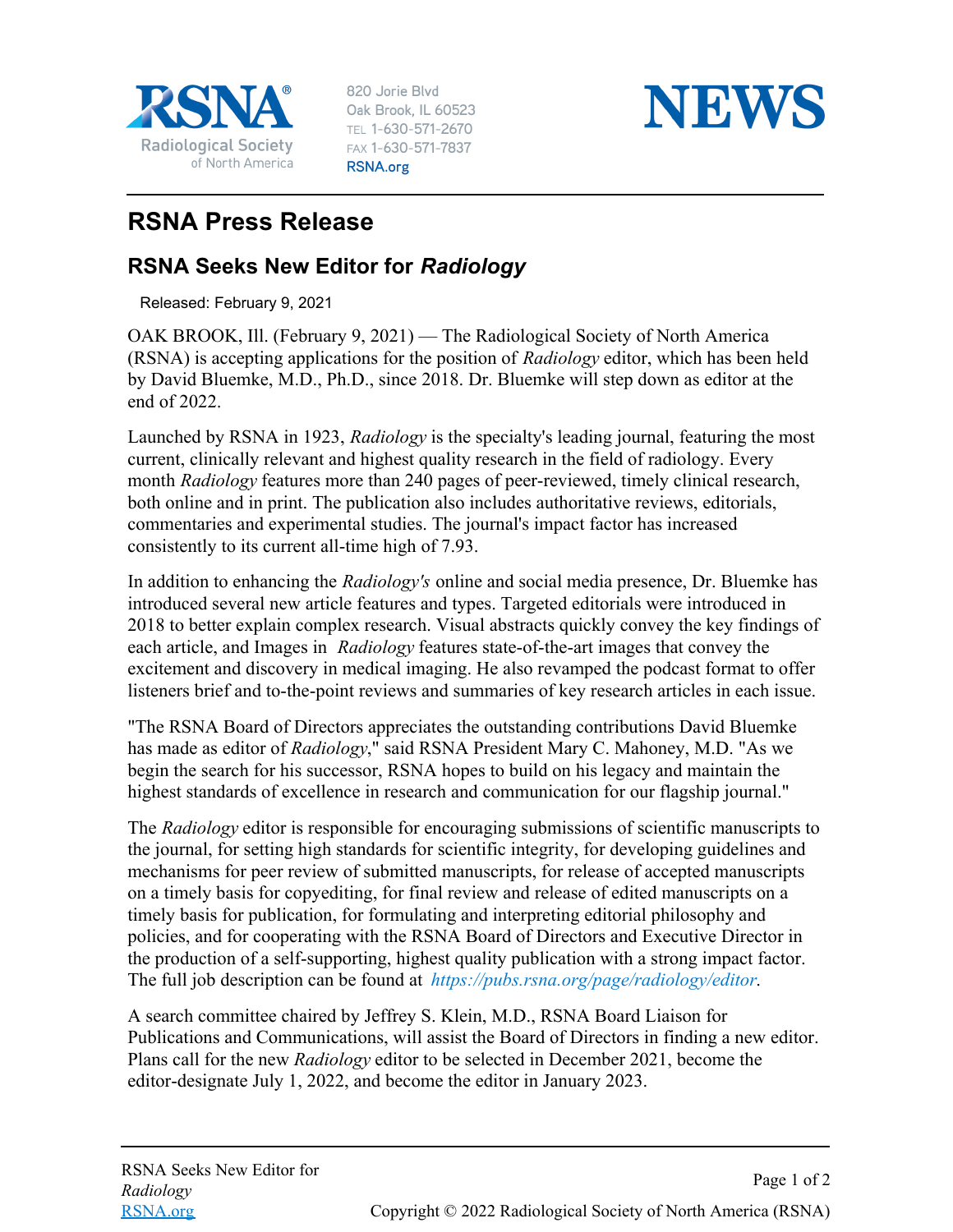820 Jorie Blvd
Oak Brook, IL 60523
TEL 1-630-571-2670
FAX 1-630-571-7837
RSNA.org

# NEWS

## RSNA Press Release

### RSNA Seeks New Editor for *Radiology*

Released: February 9, 2021

OAK BROOK, Ill. (February 9, 2021) — The Radiological Society of North America (RSNA) is accepting applications for the position of *Radiology* editor, which has been held by David Bluemke, M.D., Ph.D., since 2018. Dr. Bluemke will step down as editor at the end of 2022.

Launched by RSNA in 1923, *Radiology* is the specialty's leading journal, featuring the most current, clinically relevant and highest quality research in the field of radiology. Every month *Radiology* features more than 240 pages of peer-reviewed, timely clinical research, both online and in print. The publication also includes authoritative reviews, editorials, commentaries and experimental studies. The journal's impact factor has increased consistently to its current all-time high of 7.93.

In addition to enhancing the *Radiology's* online and social media presence, Dr. Bluemke has introduced several new article features and types. Targeted editorials were introduced in 2018 to better explain complex research. Visual abstracts quickly convey the key findings of each article, and Images in *Radiology* features state-of-the-art images that convey the excitement and discovery in medical imaging. He also revamped the podcast format to offer listeners brief and to-the-point reviews and summaries of key research articles in each issue.

"The RSNA Board of Directors appreciates the outstanding contributions David Bluemke has made as editor of *Radiology*," said RSNA President Mary C. Mahoney, M.D. "As we begin the search for his successor, RSNA hopes to build on his legacy and maintain the highest standards of excellence in research and communication for our flagship journal."

The *Radiology* editor is responsible for encouraging submissions of scientific manuscripts to the journal, for setting high standards for scientific integrity, for developing guidelines and mechanisms for peer review of submitted manuscripts, for release of accepted manuscripts on a timely basis for copyediting, for final review and release of edited manuscripts on a timely basis for publication, for formulating and interpreting editorial philosophy and policies, and for cooperating with the RSNA Board of Directors and Executive Director in the production of a self-supporting, highest quality publication with a strong impact factor. The full job description can be found at *https://pubs.rsna.org/page/radiology/editor*.

A search committee chaired by Jeffrey S. Klein, M.D., RSNA Board Liaison for Publications and Communications, will assist the Board of Directors in finding a new editor. Plans call for the new *Radiology* editor to be selected in December 2021, become the editor-designate July 1, 2022, and become the editor in January 2023.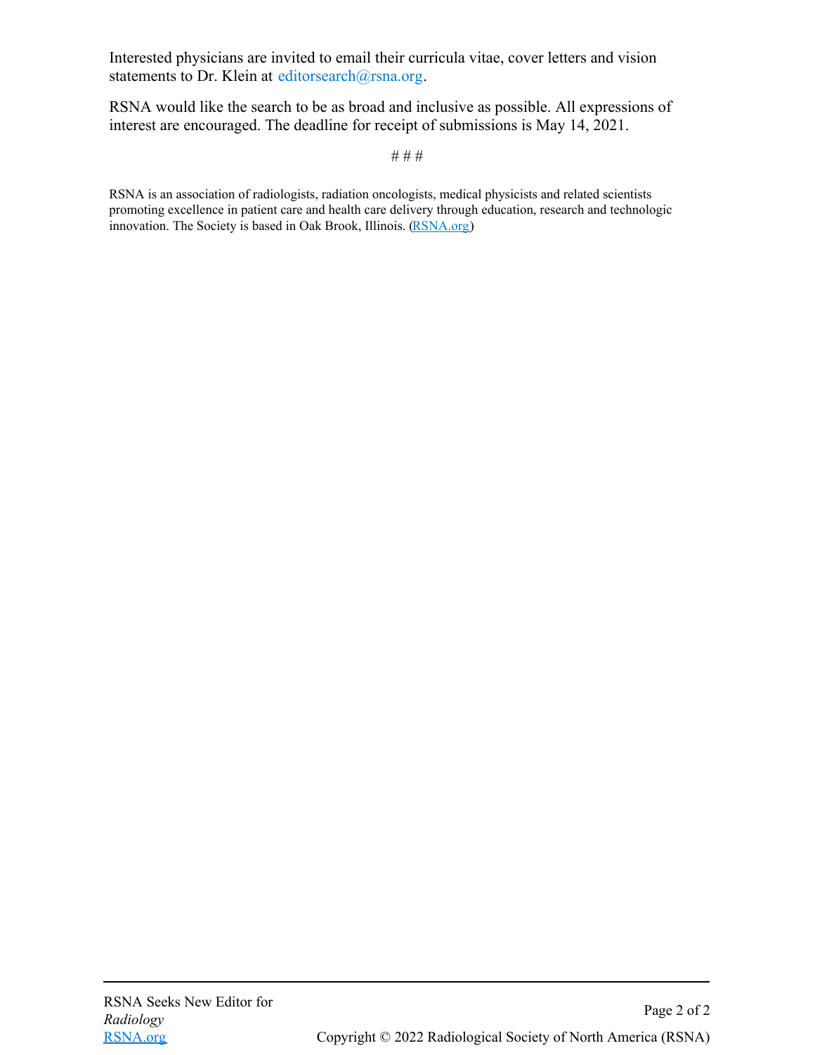Interested physicians are invited to email their curricula vitae, cover letters and vision statements to Dr. Klein at editorsearch@rsna.org.

RSNA would like the search to be as broad and inclusive as possible. All expressions of interest are encouraged. The deadline for receipt of submissions is May 14, 2021.

# # #

RSNA is an association of radiologists, radiation oncologists, medical physicists and related scientists promoting excellence in patient care and health care delivery through education, research and technologic innovation. The Society is based in Oak Brook, Illinois. (RSNA.org)